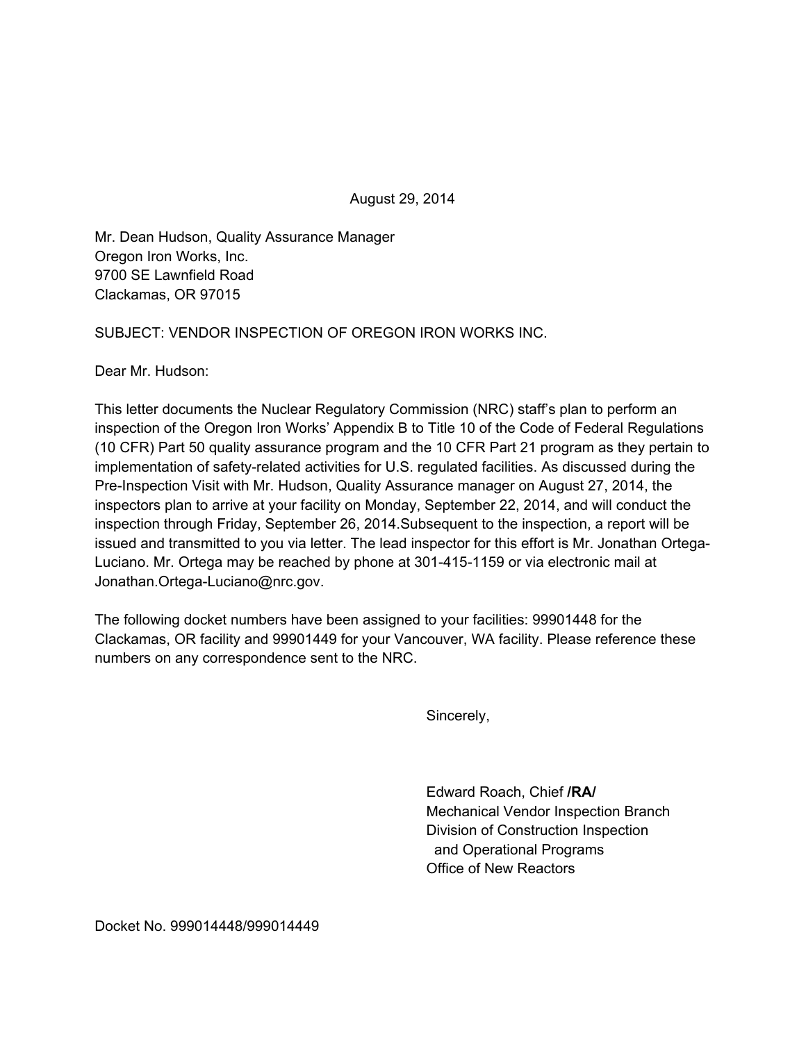August 29, 2014

Mr. Dean Hudson, Quality Assurance Manager
Oregon Iron Works, Inc.
9700 SE Lawnfield Road
Clackamas, OR 97015

SUBJECT: VENDOR INSPECTION OF OREGON IRON WORKS INC.

Dear Mr. Hudson:

This letter documents the Nuclear Regulatory Commission (NRC) staff's plan to perform an inspection of the Oregon Iron Works' Appendix B to Title 10 of the Code of Federal Regulations (10 CFR) Part 50 quality assurance program and the 10 CFR Part 21 program as they pertain to implementation of safety-related activities for U.S. regulated facilities. As discussed during the Pre-Inspection Visit with Mr. Hudson, Quality Assurance manager on August 27, 2014, the inspectors plan to arrive at your facility on Monday, September 22, 2014, and will conduct the inspection through Friday, September 26, 2014.Subsequent to the inspection, a report will be issued and transmitted to you via letter. The lead inspector for this effort is Mr. Jonathan Ortega-Luciano. Mr. Ortega may be reached by phone at 301-415-1159 or via electronic mail at Jonathan.Ortega-Luciano@nrc.gov.

The following docket numbers have been assigned to your facilities: 99901448 for the Clackamas, OR facility and 99901449 for your Vancouver, WA facility. Please reference these numbers on any correspondence sent to the NRC.

Sincerely,

Edward Roach, Chief **/RA/**
Mechanical Vendor Inspection Branch
Division of Construction Inspection
and Operational Programs
Office of New Reactors

Docket No. 999014448/999014449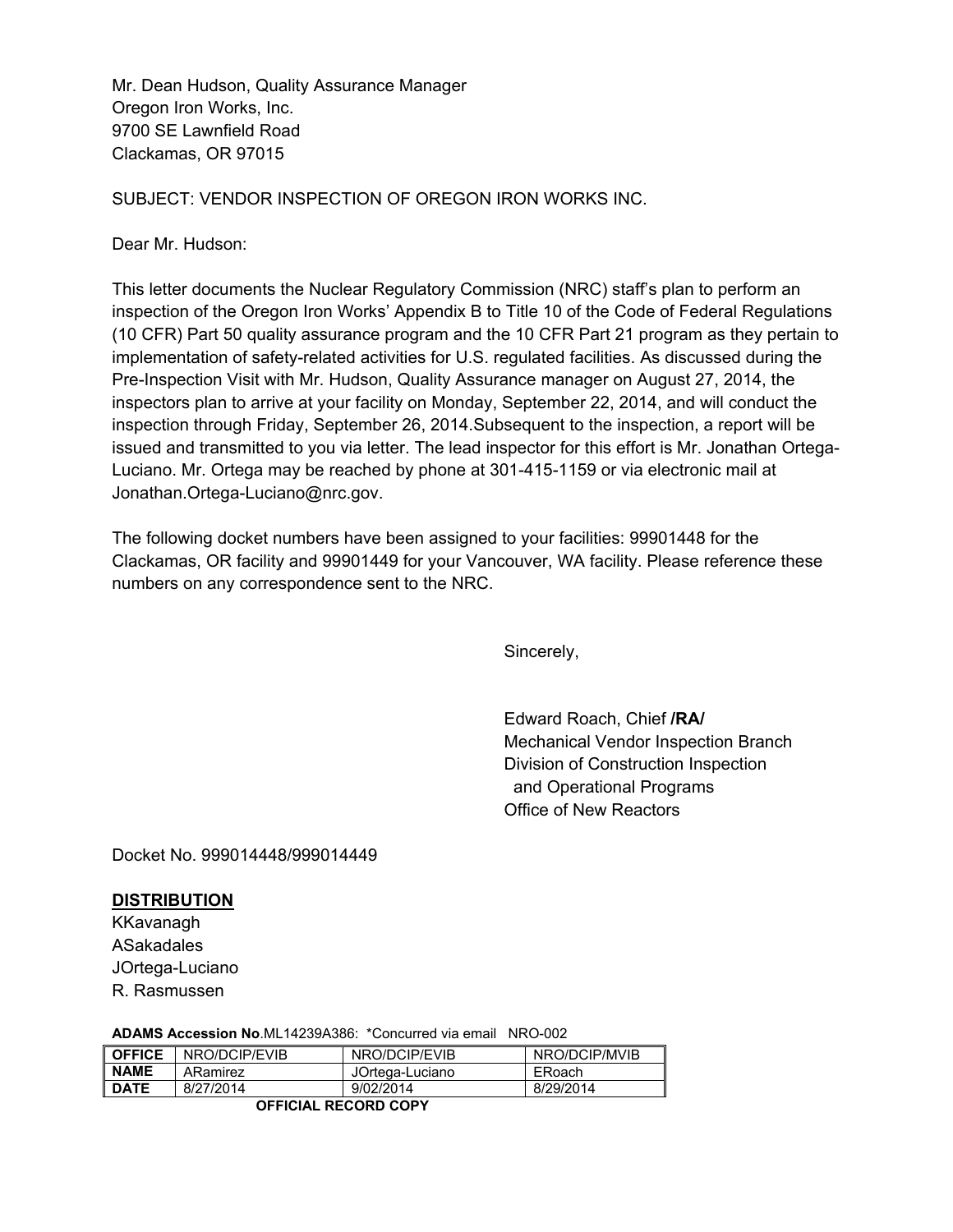Mr. Dean Hudson, Quality Assurance Manager
Oregon Iron Works, Inc.
9700 SE Lawnfield Road
Clackamas, OR 97015

SUBJECT: VENDOR INSPECTION OF OREGON IRON WORKS INC.

Dear Mr. Hudson:

This letter documents the Nuclear Regulatory Commission (NRC) staff's plan to perform an inspection of the Oregon Iron Works' Appendix B to Title 10 of the Code of Federal Regulations (10 CFR) Part 50 quality assurance program and the 10 CFR Part 21 program as they pertain to implementation of safety-related activities for U.S. regulated facilities. As discussed during the Pre-Inspection Visit with Mr. Hudson, Quality Assurance manager on August 27, 2014, the inspectors plan to arrive at your facility on Monday, September 22, 2014, and will conduct the inspection through Friday, September 26, 2014.Subsequent to the inspection, a report will be issued and transmitted to you via letter. The lead inspector for this effort is Mr. Jonathan Ortega-Luciano. Mr. Ortega may be reached by phone at 301-415-1159 or via electronic mail at Jonathan.Ortega-Luciano@nrc.gov.

The following docket numbers have been assigned to your facilities: 99901448 for the Clackamas, OR facility and 99901449 for your Vancouver, WA facility. Please reference these numbers on any correspondence sent to the NRC.

Sincerely,

Edward Roach, Chief **/RA/**
Mechanical Vendor Inspection Branch
Division of Construction Inspection
and Operational Programs
Office of New Reactors

Docket No. 999014448/999014449

**DISTRIBUTION**
KKavanagh
ASakadales
JOrtega-Luciano
R. Rasmussen

**ADAMS Accession No**.ML14239A386: *Concurred via email NRO-002

| | | | |
|---|---|---|---|
| **OFFICE** | NRO/DCIP/EVIB | NRO/DCIP/EVIB | NRO/DCIP/MVIB |
| **NAME** | ARamirez | JOrtega-Luciano | ERoach |
| **DATE** | 8/27/2014 | 9/02/2014 | 8/29/2014 |

**OFFICIAL RECORD COPY**